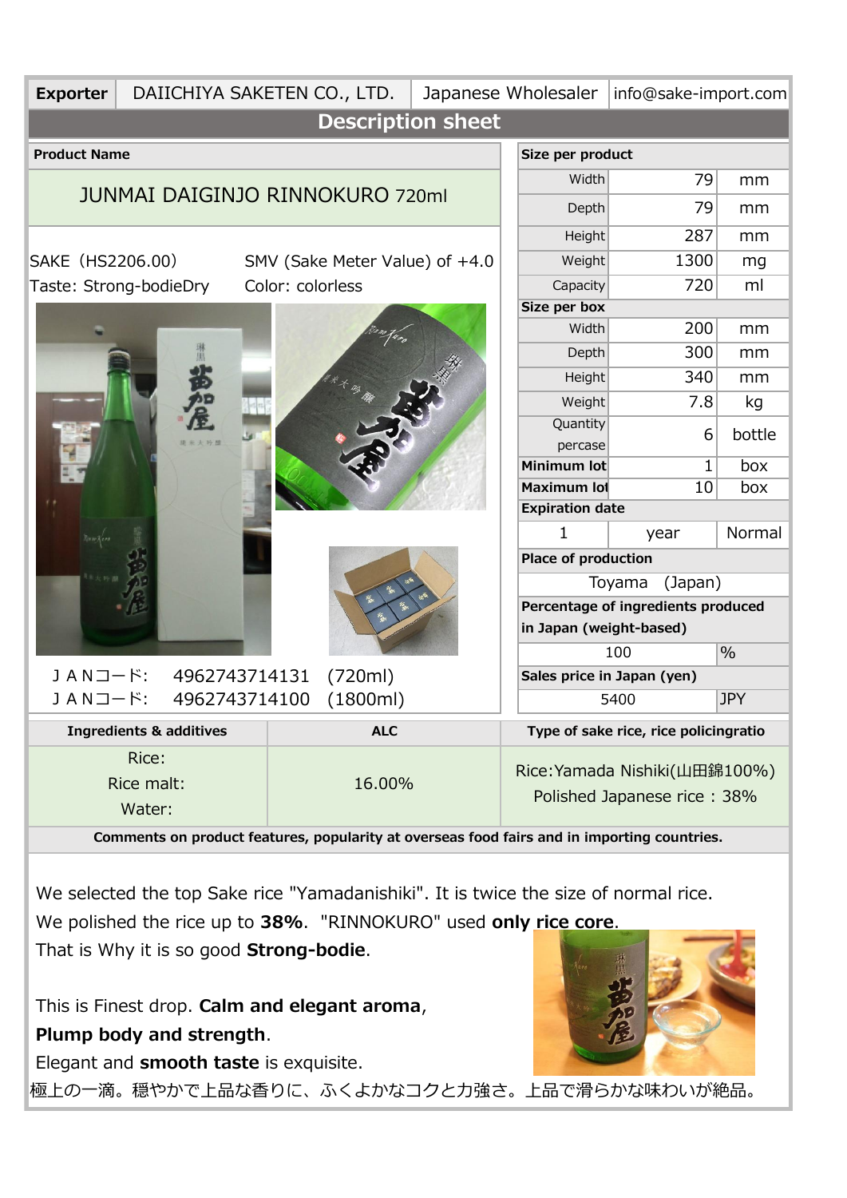| Exporter | DAIICHIYA SAKETEN CO., LTD. | Japanese Wholesaler | info@sake-import.com |
|---|---|---|---|

## Description sheet

**Product Name**

JUNMAI DAIGINJO RINNOKURO 720ml

SAKE（HS2206.00） SMV (Sake Meter Value) of +4.0

Taste: Strong-bodieDry Color: colorless

ＪＡＮコード: 4962743714131 (720ml)

ＪＡＮコード: 4962743714100 (1800ml)

| **Size per product** | | |
|---|---|---|
| Width | 79 | mm |
| Depth | 79 | mm |
| Height | 287 | mm |
| Weight | 1300 | mg |
| Capacity | 720 | ml |
| **Size per box** | | |
| Width | 200 | mm |
| Depth | 300 | mm |
| Height | 340 | mm |
| Weight | 7.8 | kg |
| Quantity percase | 6 | bottle |
| **Minimum lot** | 1 | box |
| **Maximum lot** | 10 | box |
| **Expiration date** | | |
| 1 | year | Normal |
| **Place of production** | | |
| Toyama (Japan) | | |
| **Percentage of ingredients produced in Japan (weight-based)** | | |
| 100 | % | |
| **Sales price in Japan (yen)** | | |
| 5400 | JPY | |

| Ingredients & additives | ALC | Type of sake rice, rice policingratio |
|---|---|---|
| Rice:<br>Rice malt:<br>Water: | 16.00% | Rice:Yamada Nishiki(山田錦100%)<br>Polished Japanese rice：38% |

**Comments on product features, popularity at overseas food fairs and in importing countries.**

We selected the top Sake rice "Yamadanishiki". It is twice the size of normal rice.
We polished the rice up to **38%**. "RINNOKURO" used **only rice core**.
That is Why it is so good **Strong-bodie**.

This is Finest drop. **Calm and elegant aroma**,
**Plump body and strength**.
Elegant and **smooth taste** is exquisite.
極上の一滴。穏やかで上品な香りに、ふくよかなコクと力強さ。上品で滑らかな味わいが絶品。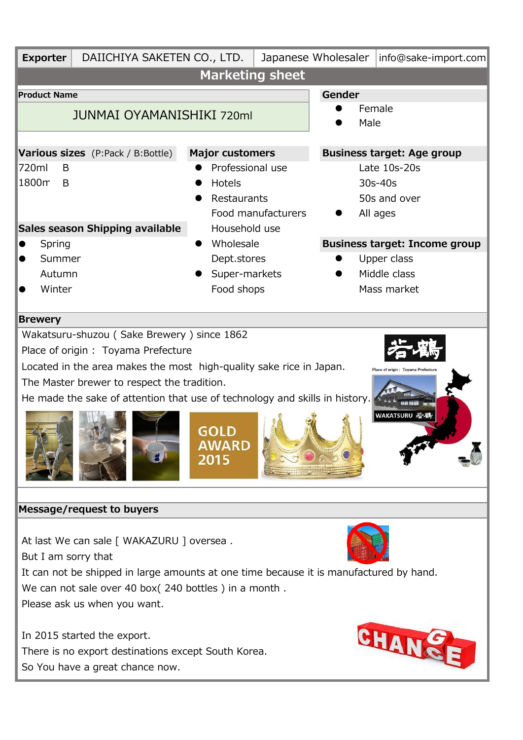| Exporter | DAIICHIYA SAKETEN CO., LTD. | Japanese Wholesaler | info@sake-import.com |
|---|---|---|---|

## Marketing sheet

**Product Name**

JUNMAI OYAMANISHIKI 720ml

**Gender**

- ● Female
- ● Male

**Various sizes** (P:Pack / B:Bottle)

| | |
|---|---|
| 720ml | B |
| 1800m | B |

**Sales season Shipping available**

- ● Spring
- ● Summer
- Autumn
- ● Winter

**Major customers**

- ● Professional use
- ● Hotels
- ● Restaurants
- Food manufacturers
- Household use
- ● Wholesale
- Dept.stores
- ● Super-markets
- Food shops

**Business target: Age group**

- Late 10s-20s
- 30s-40s
- 50s and over
- ● All ages

**Business target: Income group**

- ● Upper class
- ● Middle class
- Mass market

**Brewery**

Wakatsuru-shuzou ( Sake Brewery ) since 1862
Place of origin : Toyama Prefecture
Located in the area makes the most high-quality sake rice in Japan.
The Master brewer to respect the tradition.
He made the sake of attention that use of technology and skills in history.

GOLD AWARD 2015

**Message/request to buyers**

At last We can sale [ WAKAZURU ] oversea .
But I am sorry that
It can not be shipped in large amounts at one time because it is manufactured by hand.
We can not sale over 40 box( 240 bottles ) in a month .
Please ask us when you want.

In 2015 started the export.
There is no export destinations except South Korea.
So You have a great chance now.